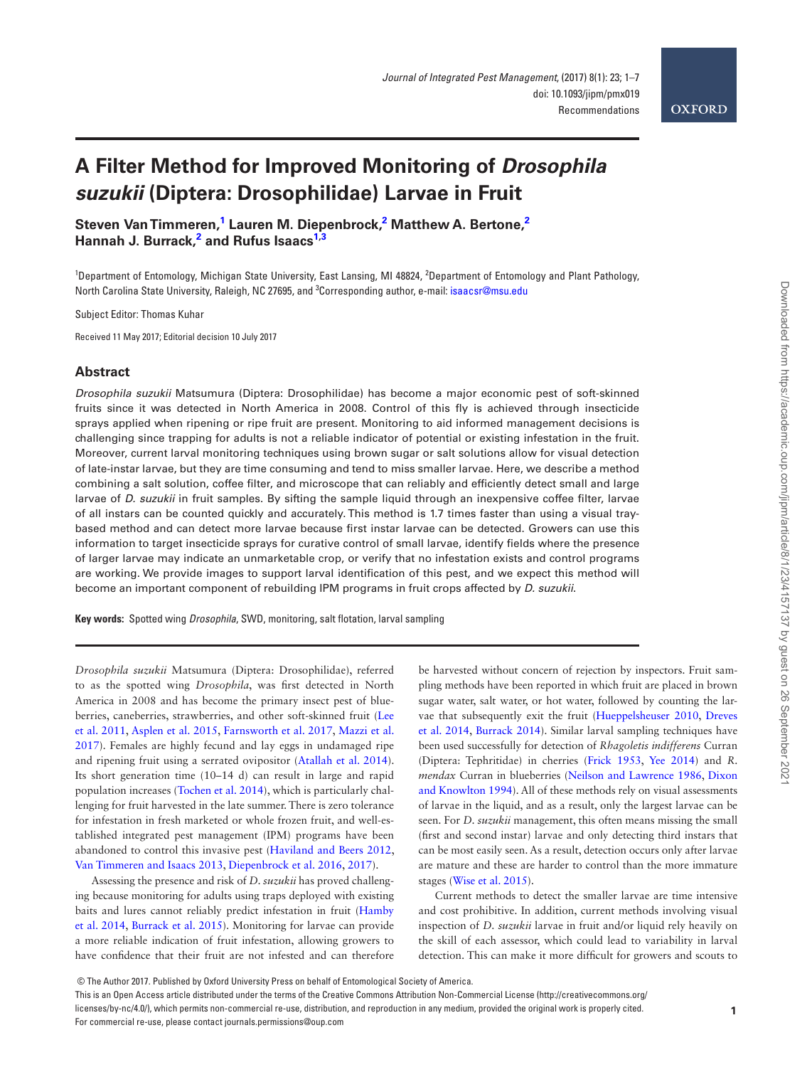# A Filter Method for Improved Monitoring of *Drosophila suzukii* (Diptera: Drosophilidae) Larvae in Fruit

**Steven Van Timmeren,[1] Lauren M. Diepenbrock,[2] Matthew A. Bertone,[2] Hannah J. Burrack,[2] and Rufus Isaacs[1,3]**

[1]Department of Entomology, Michigan State University, East Lansing, MI 48824, [2]Department of Entomology and Plant Pathology, North Carolina State University, Raleigh, NC 27695, and [3]Corresponding author, e-mail: isaacsr@msu.edu

Subject Editor: Thomas Kuhar

Received 11 May 2017; Editorial decision 10 July 2017

## Abstract

*Drosophila suzukii* Matsumura (Diptera: Drosophilidae) has become a major economic pest of soft-skinned fruits since it was detected in North America in 2008. Control of this fly is achieved through insecticide sprays applied when ripening or ripe fruit are present. Monitoring to aid informed management decisions is challenging since trapping for adults is not a reliable indicator of potential or existing infestation in the fruit. Moreover, current larval monitoring techniques using brown sugar or salt solutions allow for visual detection of late-instar larvae, but they are time consuming and tend to miss smaller larvae. Here, we describe a method combining a salt solution, coffee filter, and microscope that can reliably and efficiently detect small and large larvae of *D. suzukii* in fruit samples. By sifting the sample liquid through an inexpensive coffee filter, larvae of all instars can be counted quickly and accurately. This method is 1.7 times faster than using a visual tray-based method and can detect more larvae because first instar larvae can be detected. Growers can use this information to target insecticide sprays for curative control of small larvae, identify fields where the presence of larger larvae may indicate an unmarketable crop, or verify that no infestation exists and control programs are working. We provide images to support larval identification of this pest, and we expect this method will become an important component of rebuilding IPM programs in fruit crops affected by *D. suzukii*.

**Key words:** Spotted wing *Drosophila*, SWD, monitoring, salt flotation, larval sampling

*Drosophila suzukii* Matsumura (Diptera: Drosophilidae), referred to as the spotted wing *Drosophila*, was first detected in North America in 2008 and has become the primary insect pest of blueberries, caneberries, strawberries, and other soft-skinned fruit (Lee et al. 2011, Asplen et al. 2015, Farnsworth et al. 2017, Mazzi et al. 2017). Females are highly fecund and lay eggs in undamaged ripe and ripening fruit using a serrated ovipositor (Atallah et al. 2014). Its short generation time (10–14 d) can result in large and rapid population increases (Tochen et al. 2014), which is particularly challenging for fruit harvested in the late summer. There is zero tolerance for infestation in fresh marketed or whole frozen fruit, and well-established integrated pest management (IPM) programs have been abandoned to control this invasive pest (Haviland and Beers 2012, Van Timmeren and Isaacs 2013, Diepenbrock et al. 2016, 2017).

Assessing the presence and risk of *D. suzukii* has proved challenging because monitoring for adults using traps deployed with existing baits and lures cannot reliably predict infestation in fruit (Hamby et al. 2014, Burrack et al. 2015). Monitoring for larvae can provide a more reliable indication of fruit infestation, allowing growers to have confidence that their fruit are not infested and can therefore be harvested without concern of rejection by inspectors. Fruit sampling methods have been reported in which fruit are placed in brown sugar water, salt water, or hot water, followed by counting the larvae that subsequently exit the fruit (Hueppelsheuser 2010, Dreves et al. 2014, Burrack 2014). Similar larval sampling techniques have been used successfully for detection of *Rhagoletis indifferens* Curran (Diptera: Tephritidae) in cherries (Frick 1953, Yee 2014) and *R. mendax* Curran in blueberries (Neilson and Lawrence 1986, Dixon and Knowlton 1994). All of these methods rely on visual assessments of larvae in the liquid, and as a result, only the largest larvae can be seen. For *D. suzukii* management, this often means missing the small (first and second instar) larvae and only detecting third instars that can be most easily seen. As a result, detection occurs only after larvae are mature and these are harder to control than the more immature stages (Wise et al. 2015).

Current methods to detect the smaller larvae are time intensive and cost prohibitive. In addition, current methods involving visual inspection of *D. suzukii* larvae in fruit and/or liquid rely heavily on the skill of each assessor, which could lead to variability in larval detection. This can make it more difficult for growers and scouts to

© The Author 2017. Published by Oxford University Press on behalf of Entomological Society of America.
This is an Open Access article distributed under the terms of the Creative Commons Attribution Non-Commercial License (http://creativecommons.org/licenses/by-nc/4.0/), which permits non-commercial re-use, distribution, and reproduction in any medium, provided the original work is properly cited. For commercial re-use, please contact journals.permissions@oup.com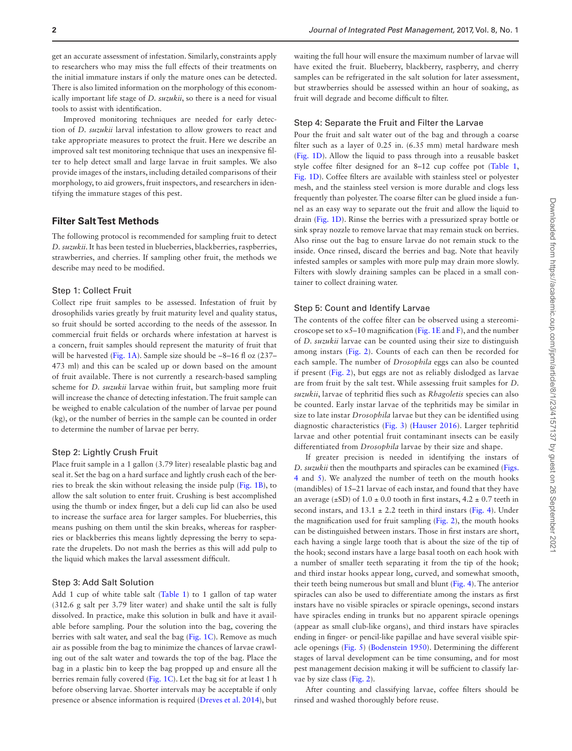get an accurate assessment of infestation. Similarly, constraints apply to researchers who may miss the full effects of their treatments on the initial immature instars if only the mature ones can be detected. There is also limited information on the morphology of this economically important life stage of *D. suzukii*, so there is a need for visual tools to assist with identification.

Improved monitoring techniques are needed for early detection of *D. suzukii* larval infestation to allow growers to react and take appropriate measures to protect the fruit. Here we describe an improved salt test monitoring technique that uses an inexpensive filter to help detect small and large larvae in fruit samples. We also provide images of the instars, including detailed comparisons of their morphology, to aid growers, fruit inspectors, and researchers in identifying the immature stages of this pest.

## Filter Salt Test Methods

The following protocol is recommended for sampling fruit to detect *D. suzukii*. It has been tested in blueberries, blackberries, raspberries, strawberries, and cherries. If sampling other fruit, the methods we describe may need to be modified.

### Step 1: Collect Fruit

Collect ripe fruit samples to be assessed. Infestation of fruit by drosophilids varies greatly by fruit maturity level and quality status, so fruit should be sorted according to the needs of the assessor. In commercial fruit fields or orchards where infestation at harvest is a concern, fruit samples should represent the maturity of fruit that will be harvested (Fig. 1A). Sample size should be ~8–16 fl oz (237–473 ml) and this can be scaled up or down based on the amount of fruit available. There is not currently a research-based sampling scheme for *D. suzukii* larvae within fruit, but sampling more fruit will increase the chance of detecting infestation. The fruit sample can be weighed to enable calculation of the number of larvae per pound (kg), or the number of berries in the sample can be counted in order to determine the number of larvae per berry.

### Step 2: Lightly Crush Fruit

Place fruit sample in a 1 gallon (3.79 liter) resealable plastic bag and seal it. Set the bag on a hard surface and lightly crush each of the berries to break the skin without releasing the inside pulp (Fig. 1B), to allow the salt solution to enter fruit. Crushing is best accomplished using the thumb or index finger, but a deli cup lid can also be used to increase the surface area for larger samples. For blueberries, this means pushing on them until the skin breaks, whereas for raspberries or blackberries this means lightly depressing the berry to separate the drupelets. Do not mash the berries as this will add pulp to the liquid which makes the larval assessment difficult.

### Step 3: Add Salt Solution

Add 1 cup of white table salt (Table 1) to 1 gallon of tap water (312.6 g salt per 3.79 liter water) and shake until the salt is fully dissolved. In practice, make this solution in bulk and have it available before sampling. Pour the solution into the bag, covering the berries with salt water, and seal the bag (Fig. 1C). Remove as much air as possible from the bag to minimize the chances of larvae crawling out of the salt water and towards the top of the bag. Place the bag in a plastic bin to keep the bag propped up and ensure all the berries remain fully covered (Fig. 1C). Let the bag sit for at least 1 h before observing larvae. Shorter intervals may be acceptable if only presence or absence information is required (Dreves et al. 2014), but waiting the full hour will ensure the maximum number of larvae will have exited the fruit. Blueberry, blackberry, raspberry, and cherry samples can be refrigerated in the salt solution for later assessment, but strawberries should be assessed within an hour of soaking, as fruit will degrade and become difficult to filter.

### Step 4: Separate the Fruit and Filter the Larvae

Pour the fruit and salt water out of the bag and through a coarse filter such as a layer of 0.25 in. (6.35 mm) metal hardware mesh (Fig. 1D). Allow the liquid to pass through into a reusable basket style coffee filter designed for an 8–12 cup coffee pot (Table 1, Fig. 1D). Coffee filters are available with stainless steel or polyester mesh, and the stainless steel version is more durable and clogs less frequently than polyester. The coarse filter can be glued inside a funnel as an easy way to separate out the fruit and allow the liquid to drain (Fig. 1D). Rinse the berries with a pressurized spray bottle or sink spray nozzle to remove larvae that may remain stuck on berries. Also rinse out the bag to ensure larvae do not remain stuck to the inside. Once rinsed, discard the berries and bag. Note that heavily infested samples or samples with more pulp may drain more slowly. Filters with slowly draining samples can be placed in a small container to collect draining water.

### Step 5: Count and Identify Larvae

The contents of the coffee filter can be observed using a stereomicroscope set to ×5–10 magnification (Fig. 1E and F), and the number of *D. suzukii* larvae can be counted using their size to distinguish among instars (Fig. 2). Counts of each can then be recorded for each sample. The number of *Drosophila* eggs can also be counted if present (Fig. 2), but eggs are not as reliably dislodged as larvae are from fruit by the salt test. While assessing fruit samples for *D. suzukii*, larvae of tephritid flies such as *Rhagoletis* species can also be counted. Early instar larvae of the tephritids may be similar in size to late instar *Drosophila* larvae but they can be identified using diagnostic characteristics (Fig. 3) (Hauser 2016). Larger tephritid larvae and other potential fruit contaminant insects can be easily differentiated from *Drosophila* larvae by their size and shape.

If greater precision is needed in identifying the instars of *D. suzukii* then the mouthparts and spiracles can be examined (Figs. 4 and 5). We analyzed the number of teeth on the mouth hooks (mandibles) of 15–21 larvae of each instar, and found that they have an average (±SD) of 1.0 ± 0.0 tooth in first instars, 4.2 ± 0.7 teeth in second instars, and 13.1 ± 2.2 teeth in third instars (Fig. 4). Under the magnification used for fruit sampling (Fig. 2), the mouth hooks can be distinguished between instars. Those in first instars are short, each having a single large tooth that is about the size of the tip of the hook; second instars have a large basal tooth on each hook with a number of smaller teeth separating it from the tip of the hook; and third instar hooks appear long, curved, and somewhat smooth, their teeth being numerous but small and blunt (Fig. 4). The anterior spiracles can also be used to differentiate among the instars as first instars have no visible spiracles or spiracle openings, second instars have spiracles ending in trunks but no apparent spiracle openings (appear as small club-like organs), and third instars have spiracles ending in finger- or pencil-like papillae and have several visible spiracle openings (Fig. 5) (Bodenstein 1950). Determining the different stages of larval development can be time consuming, and for most pest management decision making it will be sufficient to classify larvae by size class (Fig. 2).

After counting and classifying larvae, coffee filters should be rinsed and washed thoroughly before reuse.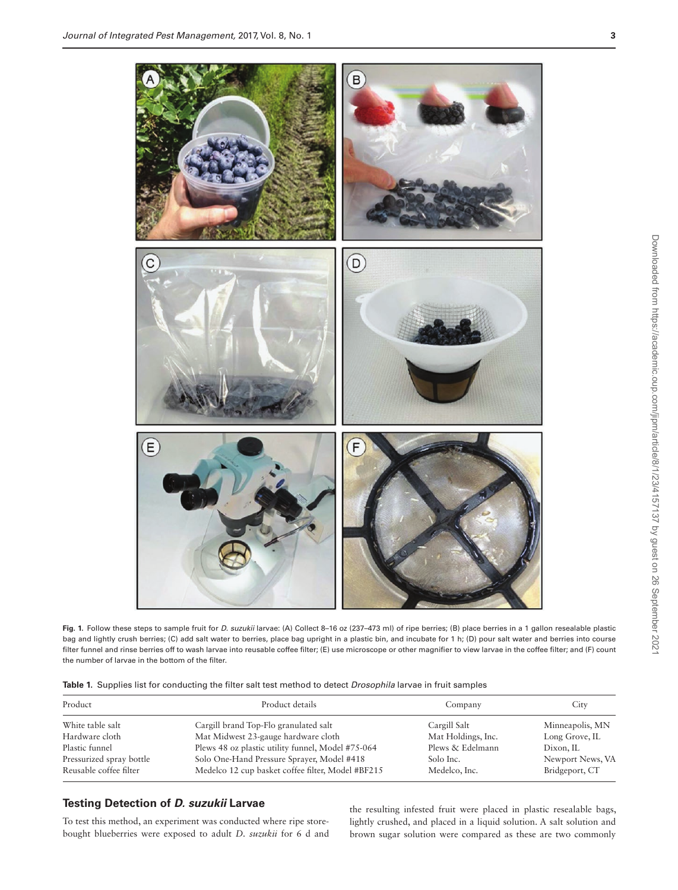**Fig. 1.** Follow these steps to sample fruit for *D. suzukii* larvae: (A) Collect 8–16 oz (237–473 ml) of ripe berries; (B) place berries in a 1 gallon resealable plastic bag and lightly crush berries; (C) add salt water to berries, place bag upright in a plastic bin, and incubate for 1 h; (D) pour salt water and berries into course filter funnel and rinse berries off to wash larvae into reusable coffee filter; (E) use microscope or other magnifier to view larvae in the coffee filter; and (F) count the number of larvae in the bottom of the filter.

**Table 1.** Supplies list for conducting the filter salt test method to detect *Drosophila* larvae in fruit samples

| Product | Product details | Company | City |
| --- | --- | --- | --- |
| White table salt | Cargill brand Top-Flo granulated salt | Cargill Salt | Minneapolis, MN |
| Hardware cloth | Mat Midwest 23-gauge hardware cloth | Mat Holdings, Inc. | Long Grove, IL |
| Plastic funnel | Plews 48 oz plastic utility funnel, Model #75-064 | Plews & Edelmann | Dixon, IL |
| Pressurized spray bottle | Solo One-Hand Pressure Sprayer, Model #418 | Solo Inc. | Newport News, VA |
| Reusable coffee filter | Medelco 12 cup basket coffee filter, Model #BF215 | Medelco, Inc. | Bridgeport, CT |

## Testing Detection of *D. suzukii* Larvae

To test this method, an experiment was conducted where ripe store-bought blueberries were exposed to adult *D. suzukii* for 6 d and the resulting infested fruit were placed in plastic resealable bags, lightly crushed, and placed in a liquid solution. A salt solution and brown sugar solution were compared as these are two commonly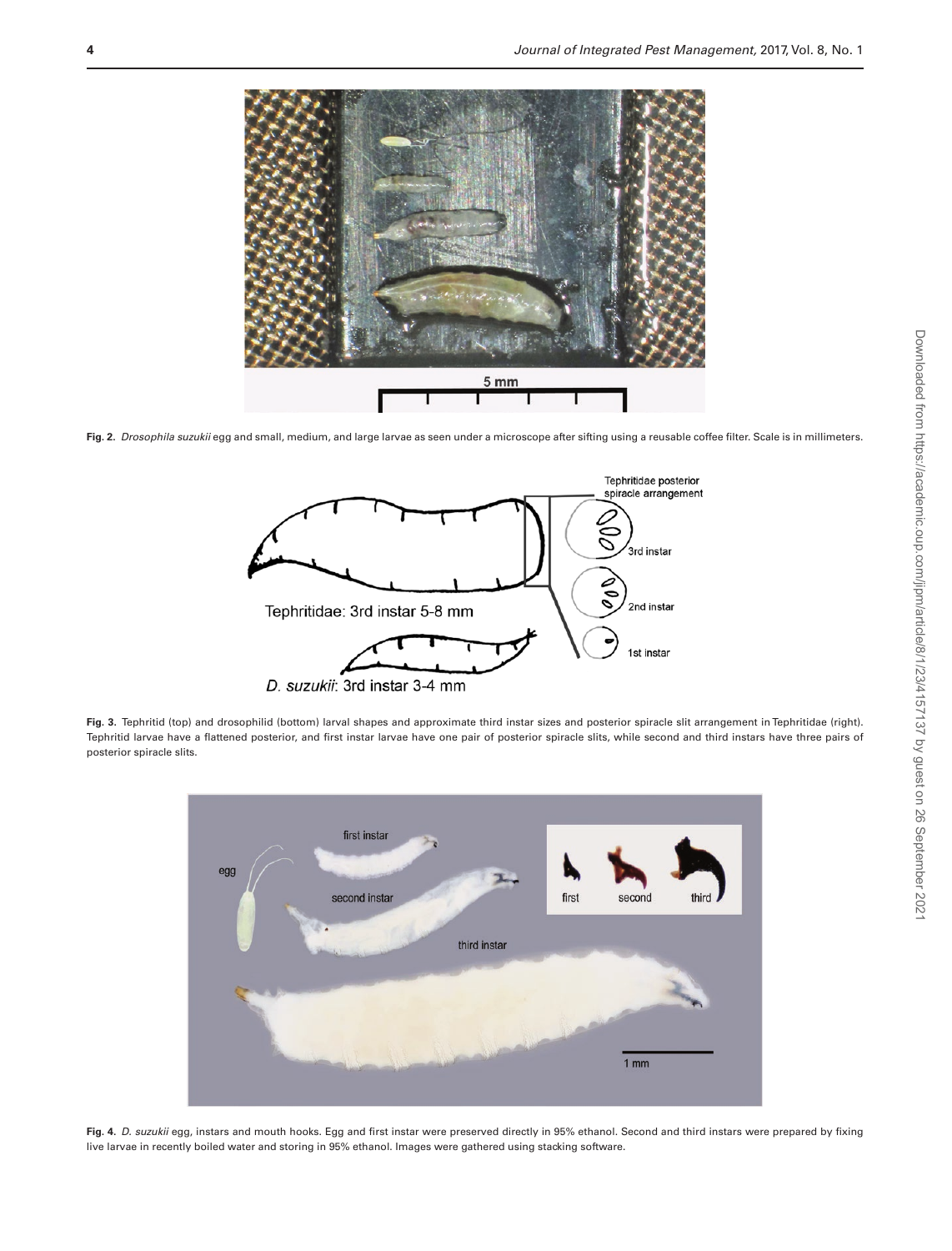**Fig. 2.** *Drosophila suzukii* egg and small, medium, and large larvae as seen under a microscope after sifting using a reusable coffee filter. Scale is in millimeters.

**Fig. 3.** Tephritid (top) and drosophilid (bottom) larval shapes and approximate third instar sizes and posterior spiracle slit arrangement in Tephritidae (right). Tephritid larvae have a flattened posterior, and first instar larvae have one pair of posterior spiracle slits, while second and third instars have three pairs of posterior spiracle slits.

**Fig. 4.** *D. suzukii* egg, instars and mouth hooks. Egg and first instar were preserved directly in 95% ethanol. Second and third instars were prepared by fixing live larvae in recently boiled water and storing in 95% ethanol. Images were gathered using stacking software.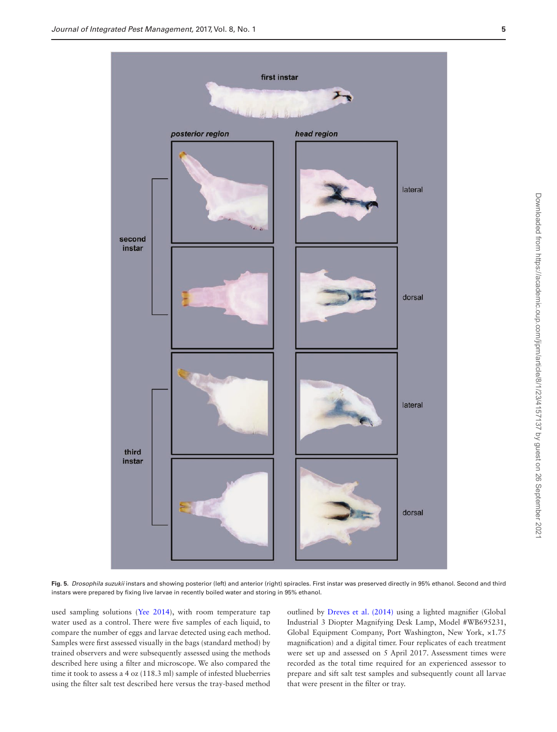Fig. 5. *Drosophila suzukii* instars and showing posterior (left) and anterior (right) spiracles. First instar was preserved directly in 95% ethanol. Second and third instars were prepared by fixing live larvae in recently boiled water and storing in 95% ethanol.

used sampling solutions (Yee 2014), with room temperature tap water used as a control. There were five samples of each liquid, to compare the number of eggs and larvae detected using each method. Samples were first assessed visually in the bags (standard method) by trained observers and were subsequently assessed using the methods described here using a filter and microscope. We also compared the time it took to assess a 4 oz (118.3 ml) sample of infested blueberries using the filter salt test described here versus the tray-based method outlined by Dreves et al. (2014) using a lighted magnifier (Global Industrial 3 Diopter Magnifying Desk Lamp, Model #WB695231, Global Equipment Company, Port Washington, New York, ×1.75 magnification) and a digital timer. Four replicates of each treatment were set up and assessed on 5 April 2017. Assessment times were recorded as the total time required for an experienced assessor to prepare and sift salt test samples and subsequently count all larvae that were present in the filter or tray.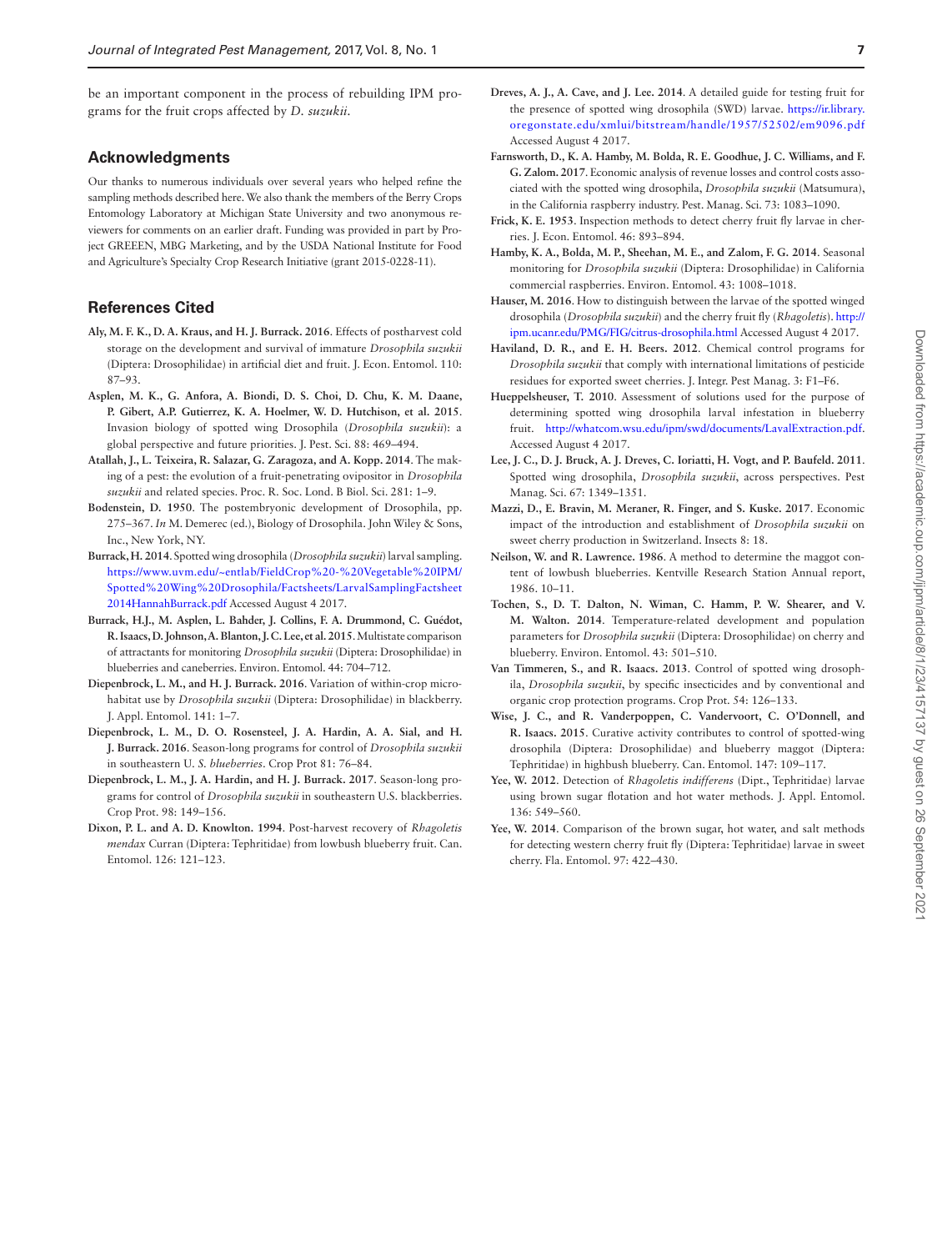be an important component in the process of rebuilding IPM programs for the fruit crops affected by *D. suzukii*.

## Acknowledgments

Our thanks to numerous individuals over several years who helped refine the sampling methods described here. We also thank the members of the Berry Crops Entomology Laboratory at Michigan State University and two anonymous reviewers for comments on an earlier draft. Funding was provided in part by Project GREEEN, MBG Marketing, and by the USDA National Institute for Food and Agriculture's Specialty Crop Research Initiative (grant 2015-0228-11).

## References Cited

**Aly, M. F. K., D. A. Kraus, and H. J. Burrack. 2016**. Effects of postharvest cold storage on the development and survival of immature *Drosophila suzukii* (Diptera: Drosophilidae) in artificial diet and fruit. J. Econ. Entomol. 110: 87–93.

**Asplen, M. K., G. Anfora, A. Biondi, D. S. Choi, D. Chu, K. M. Daane, P. Gibert, A.P. Gutierrez, K. A. Hoelmer, W. D. Hutchison, et al. 2015**. Invasion biology of spotted wing Drosophila (*Drosophila suzukii*): a global perspective and future priorities. J. Pest. Sci. 88: 469–494.

**Atallah, J., L. Teixeira, R. Salazar, G. Zaragoza, and A. Kopp. 2014**. The making of a pest: the evolution of a fruit-penetrating ovipositor in *Drosophila suzukii* and related species. Proc. R. Soc. Lond. B Biol. Sci. 281: 1–9.

**Bodenstein, D. 1950**. The postembryonic development of Drosophila, pp. 275–367. *In* M. Demerec (ed.), Biology of Drosophila. John Wiley & Sons, Inc., New York, NY.

**Burrack, H. 2014**. Spotted wing drosophila (*Drosophila suzukii*) larval sampling. https://www.uvm.edu/~entlab/FieldCrop%20-%20Vegetable%20IPM/Spotted%20Wing%20Drosophila/Factsheets/LarvalSamplingFactsheet2014HannahBurrack.pdf Accessed August 4 2017.

**Burrack, H.J., M. Asplen, L. Bahder, J. Collins, F. A. Drummond, C. Guédot, R. Isaacs, D. Johnson, A. Blanton, J. C. Lee, et al. 2015**. Multistate comparison of attractants for monitoring *Drosophila suzukii* (Diptera: Drosophilidae) in blueberries and caneberries. Environ. Entomol. 44: 704–712.

**Diepenbrock, L. M., and H. J. Burrack. 2016**. Variation of within-crop microhabitat use by *Drosophila suzukii* (Diptera: Drosophilidae) in blackberry. J. Appl. Entomol. 141: 1–7.

**Diepenbrock, L. M., D. O. Rosensteel, J. A. Hardin, A. A. Sial, and H. J. Burrack. 2016**. Season-long programs for control of *Drosophila suzukii* in southeastern U. *S. blueberries*. Crop Prot 81: 76–84.

**Diepenbrock, L. M., J. A. Hardin, and H. J. Burrack. 2017**. Season-long programs for control of *Drosophila suzukii* in southeastern U.S. blackberries. Crop Prot. 98: 149–156.

**Dixon, P. L. and A. D. Knowlton. 1994**. Post-harvest recovery of *Rhagoletis mendax* Curran (Diptera: Tephritidae) from lowbush blueberry fruit. Can. Entomol. 126: 121–123.

**Dreves, A. J., A. Cave, and J. Lee. 2014**. A detailed guide for testing fruit for the presence of spotted wing drosophila (SWD) larvae. https://ir.library.oregonstate.edu/xmlui/bitstream/handle/1957/52502/em9096.pdf Accessed August 4 2017.

**Farnsworth, D., K. A. Hamby, M. Bolda, R. E. Goodhue, J. C. Williams, and F. G. Zalom. 2017**. Economic analysis of revenue losses and control costs associated with the spotted wing drosophila, *Drosophila suzukii* (Matsumura), in the California raspberry industry. Pest. Manag. Sci. 73: 1083–1090.

**Frick, K. E. 1953**. Inspection methods to detect cherry fruit fly larvae in cherries. J. Econ. Entomol. 46: 893–894.

**Hamby, K. A., Bolda, M. P., Sheehan, M. E., and Zalom, F. G. 2014**. Seasonal monitoring for *Drosophila suzukii* (Diptera: Drosophilidae) in California commercial raspberries. Environ. Entomol. 43: 1008–1018.

**Hauser, M. 2016**. How to distinguish between the larvae of the spotted winged drosophila (*Drosophila suzukii*) and the cherry fruit fly (*Rhagoletis*). http://ipm.ucanr.edu/PMG/FIG/citrus-drosophila.html Accessed August 4 2017.

**Haviland, D. R., and E. H. Beers. 2012**. Chemical control programs for *Drosophila suzukii* that comply with international limitations of pesticide residues for exported sweet cherries. J. Integr. Pest Manag. 3: F1–F6.

**Hueppelsheuser, T. 2010**. Assessment of solutions used for the purpose of determining spotted wing drosophila larval infestation in blueberry fruit. http://whatcom.wsu.edu/ipm/swd/documents/LavalExtraction.pdf. Accessed August 4 2017.

**Lee, J. C., D. J. Bruck, A. J. Dreves, C. Ioriatti, H. Vogt, and P. Baufeld. 2011**. Spotted wing drosophila, *Drosophila suzukii*, across perspectives. Pest Manag. Sci. 67: 1349–1351.

**Mazzi, D., E. Bravin, M. Meraner, R. Finger, and S. Kuske. 2017**. Economic impact of the introduction and establishment of *Drosophila suzukii* on sweet cherry production in Switzerland. Insects 8: 18.

**Neilson, W. and R. Lawrence. 1986**. A method to determine the maggot content of lowbush blueberries. Kentville Research Station Annual report, 1986. 10–11.

**Tochen, S., D. T. Dalton, N. Wiman, C. Hamm, P. W. Shearer, and V. M. Walton. 2014**. Temperature-related development and population parameters for *Drosophila suzukii* (Diptera: Drosophilidae) on cherry and blueberry. Environ. Entomol. 43: 501–510.

**Van Timmeren, S., and R. Isaacs. 2013**. Control of spotted wing drosophila, *Drosophila suzukii*, by specific insecticides and by conventional and organic crop protection programs. Crop Prot. 54: 126–133.

**Wise, J. C., and R. Vanderpoppen, C. Vandervoort, C. O'Donnell, and R. Isaacs. 2015**. Curative activity contributes to control of spotted-wing drosophila (Diptera: Drosophilidae) and blueberry maggot (Diptera: Tephritidae) in highbush blueberry. Can. Entomol. 147: 109–117.

**Yee, W. 2012**. Detection of *Rhagoletis indifferens* (Dipt., Tephritidae) larvae using brown sugar flotation and hot water methods. J. Appl. Entomol. 136: 549–560.

**Yee, W. 2014**. Comparison of the brown sugar, hot water, and salt methods for detecting western cherry fruit fly (Diptera: Tephritidae) larvae in sweet cherry. Fla. Entomol. 97: 422–430.